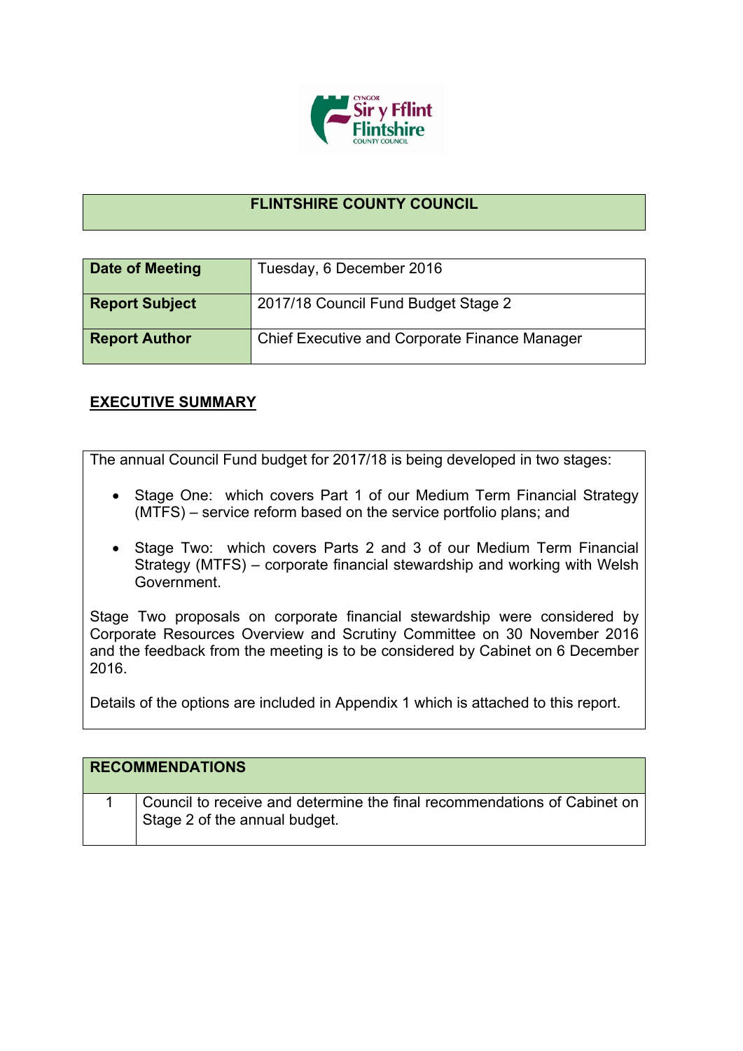# FLINTSHIRE COUNTY COUNCIL

| Date of Meeting | Tuesday, 6 December 2016 |
|---|---|
| Report Subject | 2017/18 Council Fund Budget Stage 2 |
| Report Author | Chief Executive and Corporate Finance Manager |

## EXECUTIVE SUMMARY

The annual Council Fund budget for 2017/18 is being developed in two stages:

- Stage One: which covers Part 1 of our Medium Term Financial Strategy (MTFS) – service reform based on the service portfolio plans; and
- Stage Two: which covers Parts 2 and 3 of our Medium Term Financial Strategy (MTFS) – corporate financial stewardship and working with Welsh Government.

Stage Two proposals on corporate financial stewardship were considered by Corporate Resources Overview and Scrutiny Committee on 30 November 2016 and the feedback from the meeting is to be considered by Cabinet on 6 December 2016.

Details of the options are included in Appendix 1 which is attached to this report.

| RECOMMENDATIONS | |
|---|---|
| 1 | Council to receive and determine the final recommendations of Cabinet on Stage 2 of the annual budget. |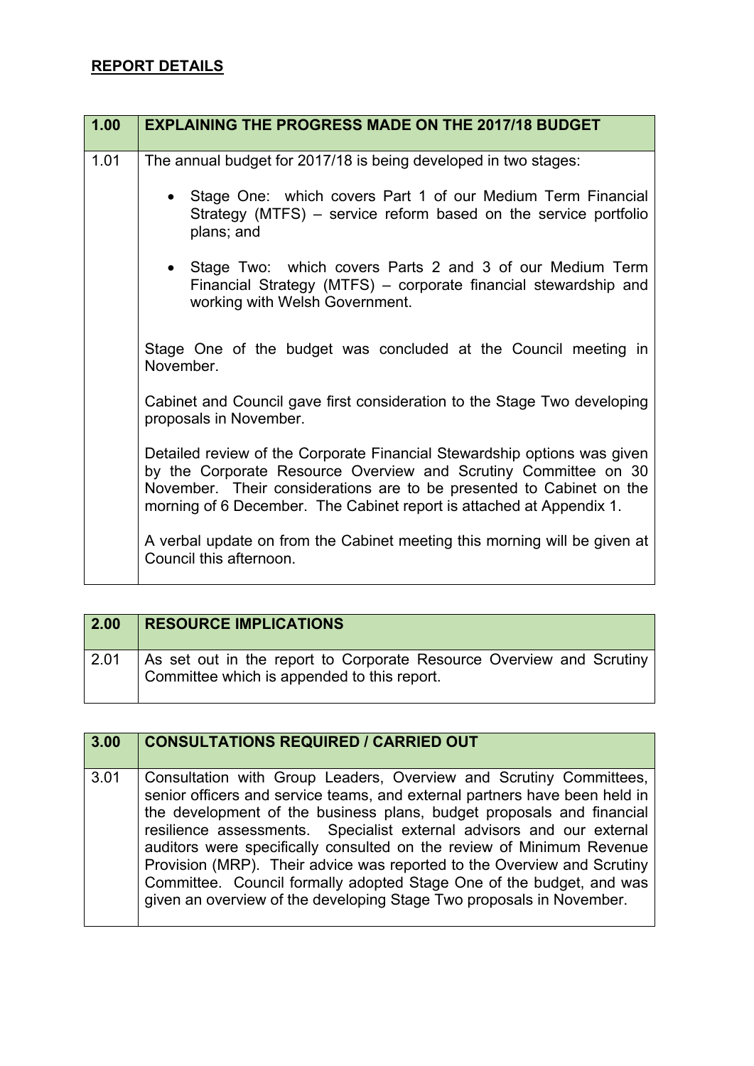## REPORT DETAILS

| 1.00 | EXPLAINING THE PROGRESS MADE ON THE 2017/18 BUDGET |
|---|---|
| 1.01 | The annual budget for 2017/18 is being developed in two stages:<br><br>• Stage One: which covers Part 1 of our Medium Term Financial Strategy (MTFS) – service reform based on the service portfolio plans; and<br><br>• Stage Two: which covers Parts 2 and 3 of our Medium Term Financial Strategy (MTFS) – corporate financial stewardship and working with Welsh Government.<br><br>Stage One of the budget was concluded at the Council meeting in November.<br><br>Cabinet and Council gave first consideration to the Stage Two developing proposals in November.<br><br>Detailed review of the Corporate Financial Stewardship options was given by the Corporate Resource Overview and Scrutiny Committee on 30 November. Their considerations are to be presented to Cabinet on the morning of 6 December. The Cabinet report is attached at Appendix 1.<br><br>A verbal update on from the Cabinet meeting this morning will be given at Council this afternoon. |

| 2.00 | RESOURCE IMPLICATIONS |
|---|---|
| 2.01 | As set out in the report to Corporate Resource Overview and Scrutiny Committee which is appended to this report. |

| 3.00 | CONSULTATIONS REQUIRED / CARRIED OUT |
|---|---|
| 3.01 | Consultation with Group Leaders, Overview and Scrutiny Committees, senior officers and service teams, and external partners have been held in the development of the business plans, budget proposals and financial resilience assessments. Specialist external advisors and our external auditors were specifically consulted on the review of Minimum Revenue Provision (MRP). Their advice was reported to the Overview and Scrutiny Committee. Council formally adopted Stage One of the budget, and was given an overview of the developing Stage Two proposals in November. |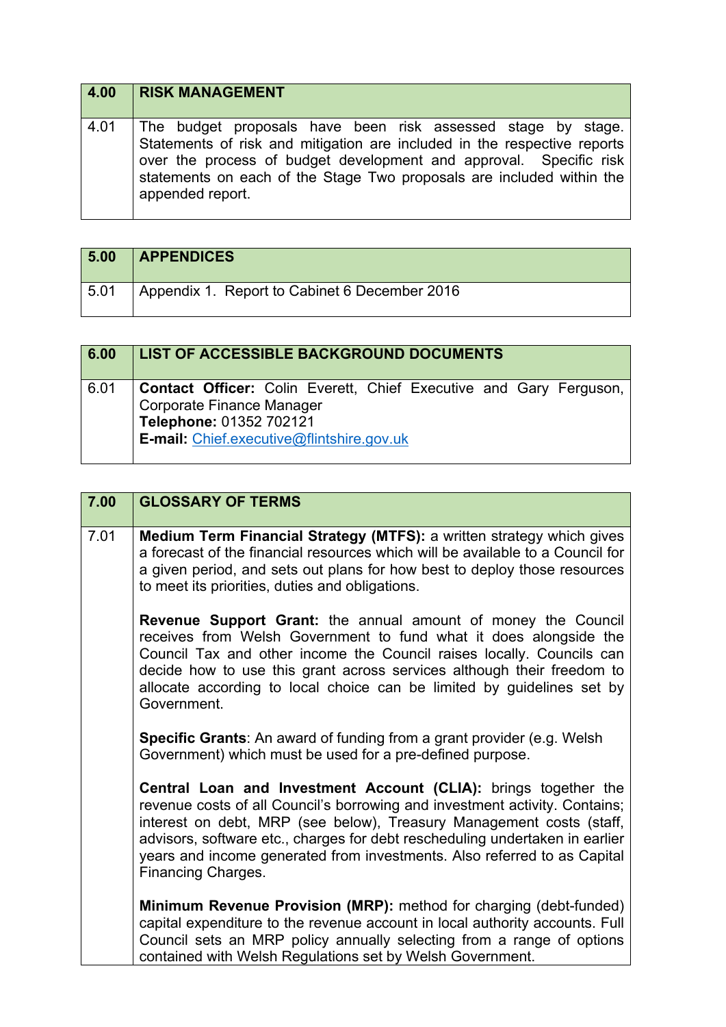| 4.00 | RISK MANAGEMENT |
|---|---|
| 4.01 | The budget proposals have been risk assessed stage by stage. Statements of risk and mitigation are included in the respective reports over the process of budget development and approval. Specific risk statements on each of the Stage Two proposals are included within the appended report. |

| 5.00 | APPENDICES |
|---|---|
| 5.01 | Appendix 1. Report to Cabinet 6 December 2016 |

| 6.00 | LIST OF ACCESSIBLE BACKGROUND DOCUMENTS |
|---|---|
| 6.01 | **Contact Officer:** Colin Everett, Chief Executive and Gary Ferguson, Corporate Finance Manager<br>**Telephone:** 01352 702121<br>**E-mail:** Chief.executive@flintshire.gov.uk |

| 7.00 | GLOSSARY OF TERMS |
|---|---|
| 7.01 | **Medium Term Financial Strategy (MTFS):** a written strategy which gives a forecast of the financial resources which will be available to a Council for a given period, and sets out plans for how best to deploy those resources to meet its priorities, duties and obligations.<br><br>**Revenue Support Grant:** the annual amount of money the Council receives from Welsh Government to fund what it does alongside the Council Tax and other income the Council raises locally. Councils can decide how to use this grant across services although their freedom to allocate according to local choice can be limited by guidelines set by Government.<br><br>**Specific Grants**: An award of funding from a grant provider (e.g. Welsh Government) which must be used for a pre-defined purpose.<br><br>**Central Loan and Investment Account (CLIA):** brings together the revenue costs of all Council's borrowing and investment activity. Contains; interest on debt, MRP (see below), Treasury Management costs (staff, advisors, software etc., charges for debt rescheduling undertaken in earlier years and income generated from investments. Also referred to as Capital Financing Charges.<br><br>**Minimum Revenue Provision (MRP):** method for charging (debt-funded) capital expenditure to the revenue account in local authority accounts. Full Council sets an MRP policy annually selecting from a range of options contained with Welsh Regulations set by Welsh Government. |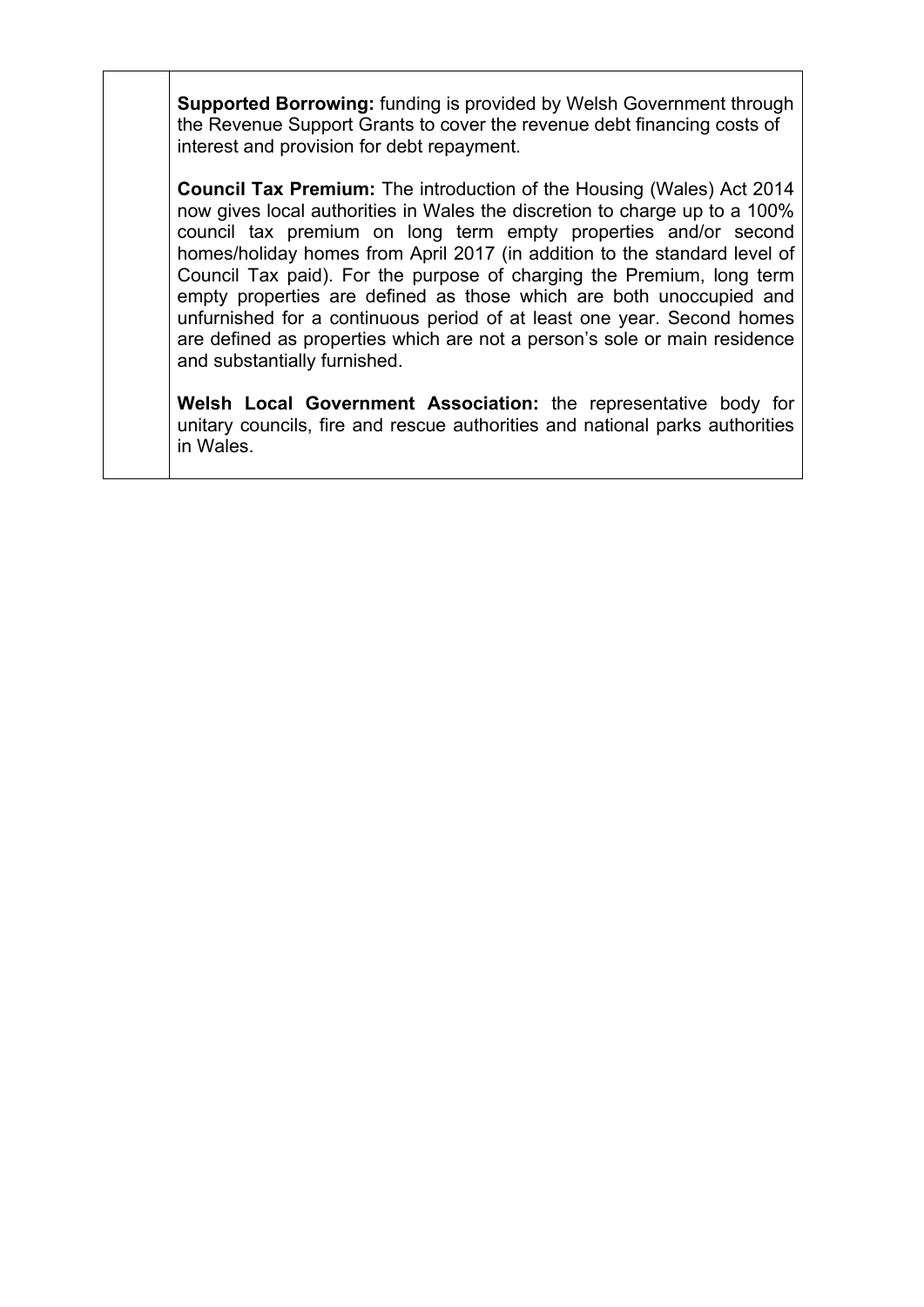| | |
|---|---|
| | **Supported Borrowing:** funding is provided by Welsh Government through the Revenue Support Grants to cover the revenue debt financing costs of interest and provision for debt repayment.<br><br>**Council Tax Premium:** The introduction of the Housing (Wales) Act 2014 now gives local authorities in Wales the discretion to charge up to a 100% council tax premium on long term empty properties and/or second homes/holiday homes from April 2017 (in addition to the standard level of Council Tax paid). For the purpose of charging the Premium, long term empty properties are defined as those which are both unoccupied and unfurnished for a continuous period of at least one year. Second homes are defined as properties which are not a person's sole or main residence and substantially furnished.<br><br>**Welsh Local Government Association:** the representative body for unitary councils, fire and rescue authorities and national parks authorities in Wales. |